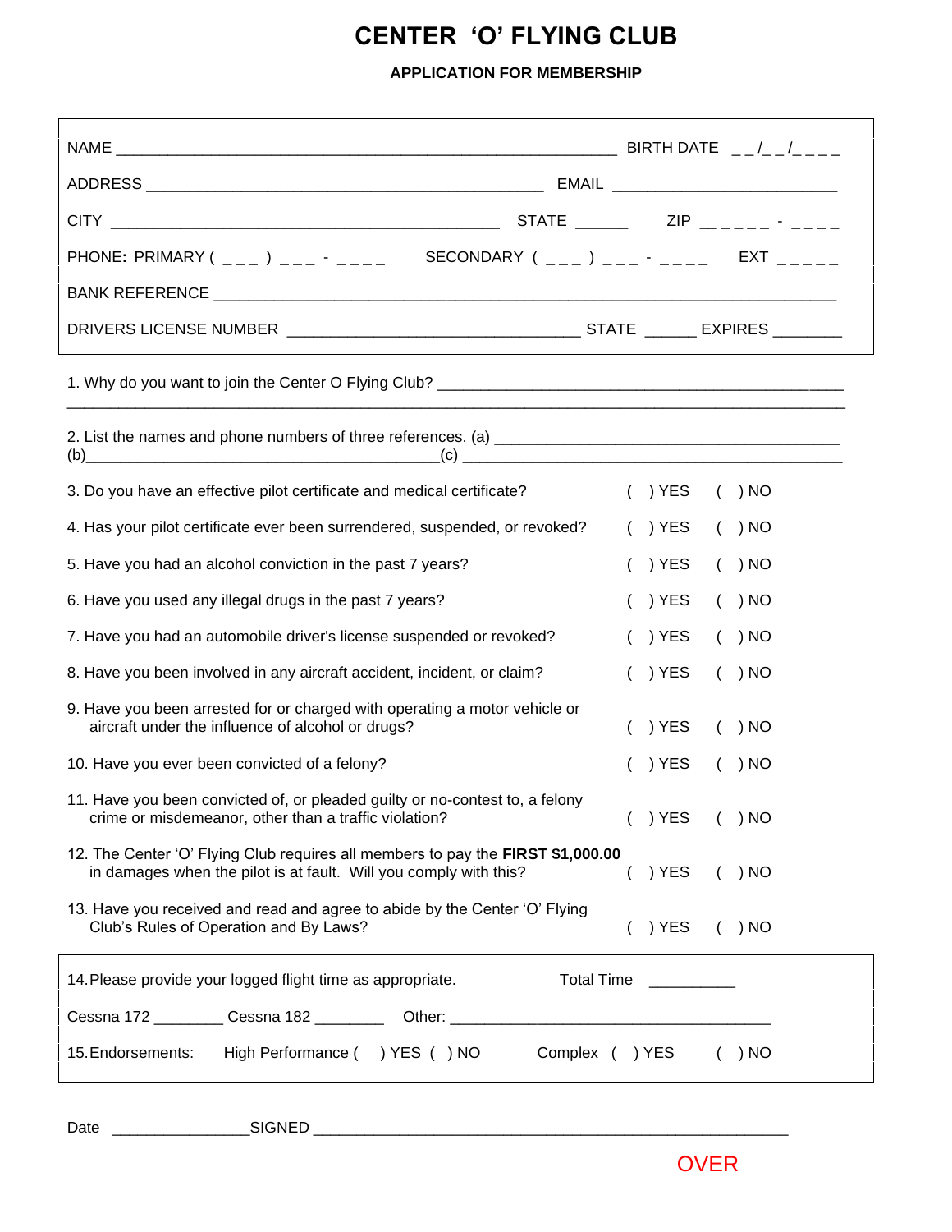# CENTER 'O' FLYING CLUB

## APPLICATION FOR MEMBERSHIP

NAME ________________________________________________________ BIRTH DATE __/__/____

ADDRESS ____________________________________________ EMAIL _________________________

CITY ___________________________________________ STATE _____ ZIP _____ - ____

PHONE: PRIMARY ( ___ ) ___ - ____ SECONDARY ( ___ ) ___ - ____ EXT _____

BANK REFERENCE ______________________________________________________________________

DRIVERS LICENSE NUMBER ________________________________ STATE _____ EXPIRES _______

1. Why do you want to join the Center O Flying Club? ____________________________________________
_______________________________________________________________________________________

2. List the names and phone numbers of three references. (a) _______________________________________
(b)________________________________________(c) ________________________________________

3. Do you have an effective pilot certificate and medical certificate? ( ) YES ( ) NO

4. Has your pilot certificate ever been surrendered, suspended, or revoked? ( ) YES ( ) NO

5. Have you had an alcohol conviction in the past 7 years? ( ) YES ( ) NO

6. Have you used any illegal drugs in the past 7 years? ( ) YES ( ) NO

7. Have you had an automobile driver's license suspended or revoked? ( ) YES ( ) NO

8. Have you been involved in any aircraft accident, incident, or claim? ( ) YES ( ) NO

9. Have you been arrested for or charged with operating a motor vehicle or aircraft under the influence of alcohol or drugs? ( ) YES ( ) NO

10. Have you ever been convicted of a felony? ( ) YES ( ) NO

11. Have you been convicted of, or pleaded guilty or no-contest to, a felony crime or misdemeanor, other than a traffic violation? ( ) YES ( ) NO

12. The Center 'O' Flying Club requires all members to pay the **FIRST $1,000.00** in damages when the pilot is at fault. Will you comply with this? ( ) YES ( ) NO

13. Have you received and read and agree to abide by the Center 'O' Flying Club's Rules of Operation and By Laws? ( ) YES ( ) NO

14. Please provide your logged flight time as appropriate. Total Time __________

Cessna 172 ________ Cessna 182 ________ Other: ______________________________________

15. Endorsements: High Performance ( ) YES ( ) NO Complex ( ) YES ( ) NO

Date ________________SIGNED _______________________________________________________

OVER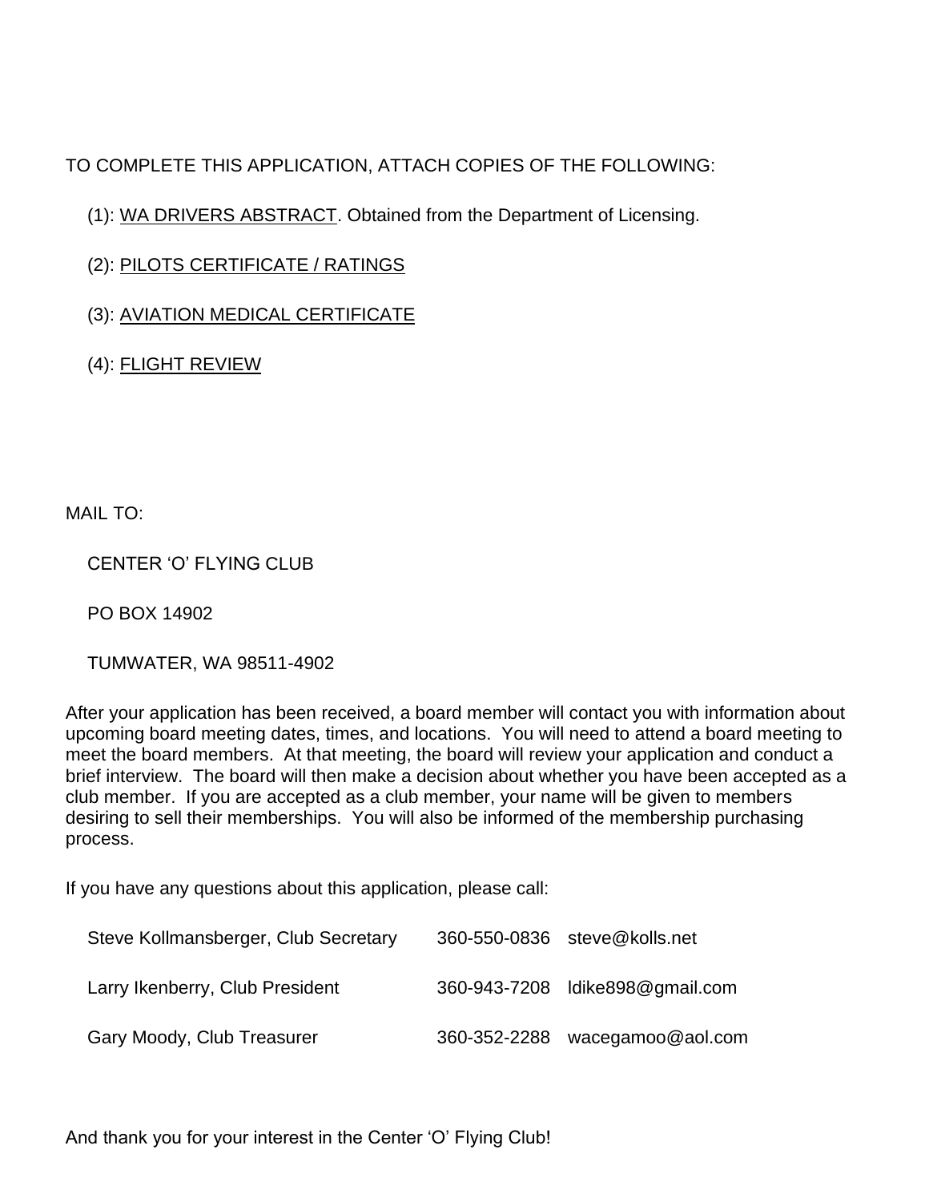TO COMPLETE THIS APPLICATION, ATTACH COPIES OF THE FOLLOWING:

(1): <u>WA DRIVERS ABSTRACT</u>. Obtained from the Department of Licensing.

(2): <u>PILOTS CERTIFICATE / RATINGS</u>

(3): <u>AVIATION MEDICAL CERTIFICATE</u>

(4): <u>FLIGHT REVIEW</u>

MAIL TO:

CENTER ‘O’ FLYING CLUB

PO BOX 14902

TUMWATER, WA 98511-4902

After your application has been received, a board member will contact you with information about upcoming board meeting dates, times, and locations. You will need to attend a board meeting to meet the board members. At that meeting, the board will review your application and conduct a brief interview. The board will then make a decision about whether you have been accepted as a club member. If you are accepted as a club member, your name will be given to members desiring to sell their memberships. You will also be informed of the membership purchasing process.

If you have any questions about this application, please call:

| | | |
|---|---|---|
| Steve Kollmansberger, Club Secretary | 360-550-0836 | steve@kolls.net |
| Larry Ikenberry, Club President | 360-943-7208 | ldike898@gmail.com |
| Gary Moody, Club Treasurer | 360-352-2288 | wacegamoo@aol.com |

And thank you for your interest in the Center ‘O’ Flying Club!